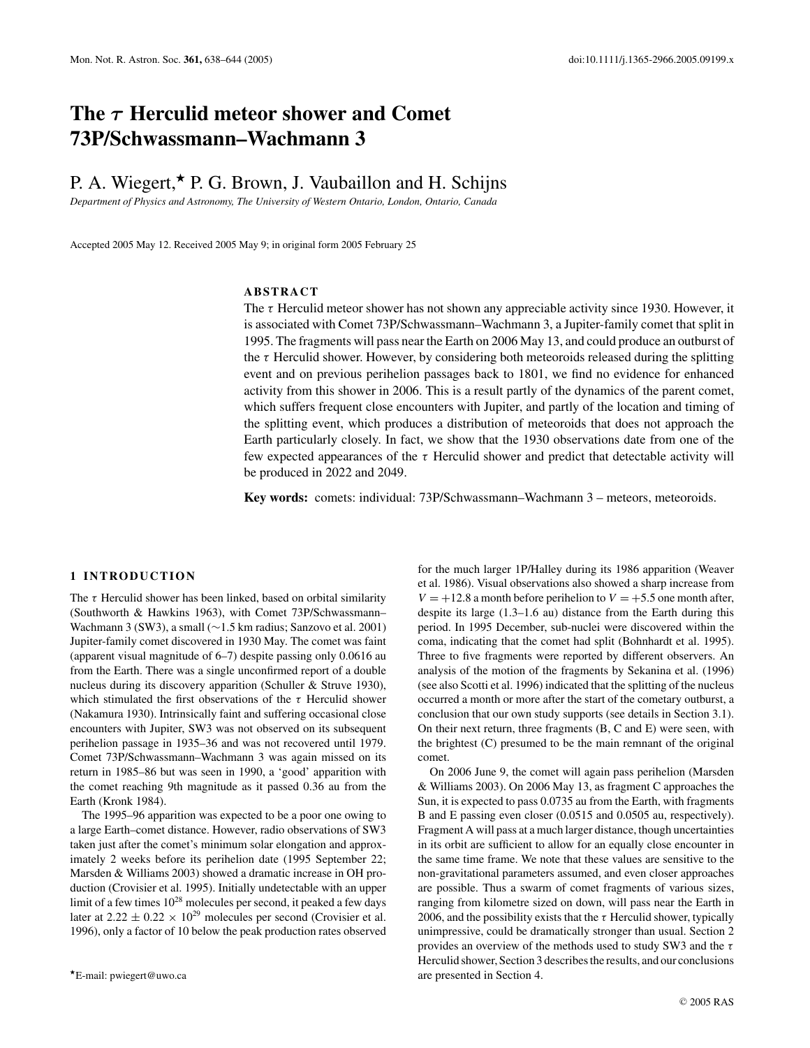# The $\tau$ Herculid meteor shower and Comet 73P/Schwassmann–Wachmann 3

P. A. Wiegert,* P. G. Brown, J. Vaubaillon and H. Schijns

*Department of Physics and Astronomy, The University of Western Ontario, London, Ontario, Canada*

Accepted 2005 May 12. Received 2005 May 9; in original form 2005 February 25

## ABSTRACT

The $\tau$ Herculid meteor shower has not shown any appreciable activity since 1930. However, it is associated with Comet 73P/Schwassmann–Wachmann 3, a Jupiter-family comet that split in 1995. The fragments will pass near the Earth on 2006 May 13, and could produce an outburst of the $\tau$ Herculid shower. However, by considering both meteoroids released during the splitting event and on previous perihelion passages back to 1801, we find no evidence for enhanced activity from this shower in 2006. This is a result partly of the dynamics of the parent comet, which suffers frequent close encounters with Jupiter, and partly of the location and timing of the splitting event, which produces a distribution of meteoroids that does not approach the Earth particularly closely. In fact, we show that the 1930 observations date from one of the few expected appearances of the $\tau$ Herculid shower and predict that detectable activity will be produced in 2022 and 2049.

**Key words:** comets: individual: 73P/Schwassmann–Wachmann 3 – meteors, meteoroids.

## 1 INTRODUCTION

The $\tau$ Herculid shower has been linked, based on orbital similarity (Southworth & Hawkins 1963), with Comet 73P/Schwassmann–Wachmann 3 (SW3), a small (~1.5 km radius; Sanzovo et al. 2001) Jupiter-family comet discovered in 1930 May. The comet was faint (apparent visual magnitude of 6–7) despite passing only 0.0616 au from the Earth. There was a single unconfirmed report of a double nucleus during its discovery apparition (Schuller & Struve 1930), which stimulated the first observations of the $\tau$ Herculid shower (Nakamura 1930). Intrinsically faint and suffering occasional close encounters with Jupiter, SW3 was not observed on its subsequent perihelion passage in 1935–36 and was not recovered until 1979. Comet 73P/Schwassmann–Wachmann 3 was again missed on its return in 1985–86 but was seen in 1990, a 'good' apparition with the comet reaching 9th magnitude as it passed 0.36 au from the Earth (Kronk 1984).

The 1995–96 apparition was expected to be a poor one owing to a large Earth–comet distance. However, radio observations of SW3 taken just after the comet's minimum solar elongation and approximately 2 weeks before its perihelion date (1995 September 22; Marsden & Williams 2003) showed a dramatic increase in OH production (Crovisier et al. 1995). Initially undetectable with an upper limit of a few times $10^{28}$ molecules per second, it peaked a few days later at $2.22 \pm 0.22 \times 10^{29}$ molecules per second (Crovisier et al. 1996), only a factor of 10 below the peak production rates observed for the much larger 1P/Halley during its 1986 apparition (Weaver et al. 1986). Visual observations also showed a sharp increase from $V = +12.8$ a month before perihelion to $V = +5.5$ one month after, despite its large (1.3–1.6 au) distance from the Earth during this period. In 1995 December, sub-nuclei were discovered within the coma, indicating that the comet had split (Bohnhardt et al. 1995). Three to five fragments were reported by different observers. An analysis of the motion of the fragments by Sekanina et al. (1996) (see also Scotti et al. 1996) indicated that the splitting of the nucleus occurred a month or more after the start of the cometary outburst, a conclusion that our own study supports (see details in Section 3.1). On their next return, three fragments (B, C and E) were seen, with the brightest (C) presumed to be the main remnant of the original comet.

On 2006 June 9, the comet will again pass perihelion (Marsden & Williams 2003). On 2006 May 13, as fragment C approaches the Sun, it is expected to pass 0.0735 au from the Earth, with fragments B and E passing even closer (0.0515 and 0.0505 au, respectively). Fragment A will pass at a much larger distance, though uncertainties in its orbit are sufficient to allow for an equally close encounter in the same time frame. We note that these values are sensitive to the non-gravitational parameters assumed, and even closer approaches are possible. Thus a swarm of comet fragments of various sizes, ranging from kilometre sized on down, will pass near the Earth in 2006, and the possibility exists that the $\tau$ Herculid shower, typically unimpressive, could be dramatically stronger than usual. Section 2 provides an overview of the methods used to study SW3 and the $\tau$ Herculid shower, Section 3 describes the results, and our conclusions are presented in Section 4.

*E-mail: pwiegert@uwo.ca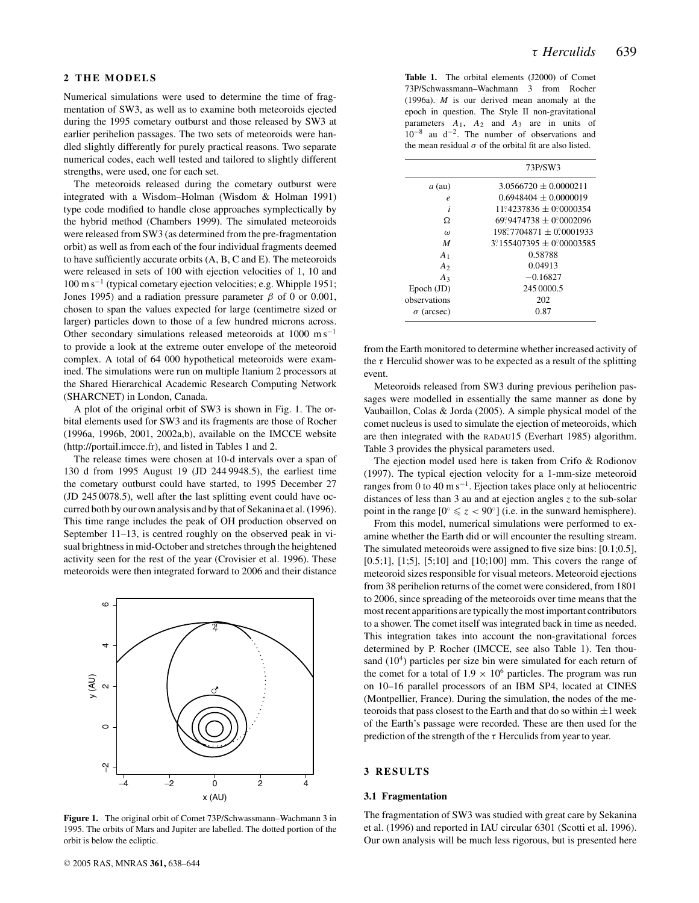## 2 THE MODELS

Numerical simulations were used to determine the time of fragmentation of SW3, as well as to examine both meteoroids ejected during the 1995 cometary outburst and those released by SW3 at earlier perihelion passages. The two sets of meteoroids were handled slightly differently for purely practical reasons. Two separate numerical codes, each well tested and tailored to slightly different strengths, were used, one for each set.

The meteoroids released during the cometary outburst were integrated with a Wisdom–Holman (Wisdom & Holman 1991) type code modified to handle close approaches symplectically by the hybrid method (Chambers 1999). The simulated meteoroids were released from SW3 (as determined from the pre-fragmentation orbit) as well as from each of the four individual fragments deemed to have sufficiently accurate orbits (A, B, C and E). The meteoroids were released in sets of 100 with ejection velocities of 1, 10 and 100 m s$^{-1}$ (typical cometary ejection velocities; e.g. Whipple 1951; Jones 1995) and a radiation pressure parameter $\beta$ of 0 or 0.001, chosen to span the values expected for large (centimetre sized or larger) particles down to those of a few hundred microns across. Other secondary simulations released meteoroids at 1000 m s$^{-1}$ to provide a look at the extreme outer envelope of the meteoroid complex. A total of 64 000 hypothetical meteoroids were examined. The simulations were run on multiple Itanium 2 processors at the Shared Hierarchical Academic Research Computing Network (SHARCNET) in London, Canada.

A plot of the original orbit of SW3 is shown in Fig. 1. The orbital elements used for SW3 and its fragments are those of Rocher (1996a, 1996b, 2001, 2002a,b), available on the IMCCE website (http://portail.imcce.fr), and listed in Tables 1 and 2.

The release times were chosen at 10-d intervals over a span of 130 d from 1995 August 19 (JD 244 9948.5), the earliest time the cometary outburst could have started, to 1995 December 27 (JD 245 0078.5), well after the last splitting event could have occurred both by our own analysis and by that of Sekanina et al. (1996). This time range includes the peak of OH production observed on September 11–13, is centred roughly on the observed peak in visual brightness in mid-October and stretches through the heightened activity seen for the rest of the year (Crovisier et al. 1996). These meteoroids were then integrated forward to 2006 and their distance from the Earth monitored to determine whether increased activity of the $\tau$ Herculid shower was to be expected as a result of the splitting event.

Figure 1. The original orbit of Comet 73P/Schwassmann–Wachmann 3 in 1995. The orbits of Mars and Jupiter are labelled. The dotted portion of the orbit is below the ecliptic.

**Table 1.** The orbital elements (J2000) of Comet 73P/Schwassmann–Wachmann 3 from Rocher (1996a). $M$ is our derived mean anomaly at the epoch in question. The Style II non-gravitational parameters $A_1$, $A_2$ and $A_3$ are in units of $10^{-8}$ au d$^{-2}$. The number of observations and the mean residual $\sigma$ of the orbital fit are also listed.

| | 73P/SW3 |
|---|---|
| $a$ (au) | 3.0566720 ± 0.0000211 |
| $e$ | 0.6948404 ± 0.0000019 |
| $i$ | 11°.4237836 ± 0°.0000354 |
| $\Omega$ | 69°.9474738 ± 0°.0002096 |
| $\omega$ | 198°.7704871 ± 0°.0001933 |
| $M$ | 3°.155407395 ± 0°.00003585 |
| $A_1$ | 0.58788 |
| $A_2$ | 0.04913 |
| $A_3$ | −0.16827 |
| Epoch (JD) | 245 0000.5 |
| observations | 202 |
| $\sigma$ (arcsec) | 0.87 |

Meteoroids released from SW3 during previous perihelion passages were modelled in essentially the same manner as done by Vaubaillon, Colas & Jorda (2005). A simple physical model of the comet nucleus is used to simulate the ejection of meteoroids, which are then integrated with the RADAU15 (Everhart 1985) algorithm. Table 3 provides the physical parameters used.

The ejection model used here is taken from Crifo & Rodionov (1997). The typical ejection velocity for a 1-mm-size meteoroid ranges from 0 to 40 m s$^{-1}$. Ejection takes place only at heliocentric distances of less than 3 au and at ejection angles $z$ to the sub-solar point in the range $[0^\circ \leqslant z < 90^\circ]$ (i.e. in the sunward hemisphere).

From this model, numerical simulations were performed to examine whether the Earth did or will encounter the resulting stream. The simulated meteoroids were assigned to five size bins: [0.1;0.5], [0.5;1], [1;5], [5;10] and [10;100] mm. This covers the range of meteoroid sizes responsible for visual meteors. Meteoroid ejections from 38 perihelion returns of the comet were considered, from 1801 to 2006, since spreading of the meteoroids over time means that the most recent apparitions are typically the most important contributors to a shower. The comet itself was integrated back in time as needed. This integration takes into account the non-gravitational forces determined by P. Rocher (IMCCE, see also Table 1). Ten thousand ($10^4$) particles per size bin were simulated for each return of the comet for a total of $1.9 \times 10^6$ particles. The program was run on 10–16 parallel processors of an IBM SP4, located at CINES (Montpellier, France). During the simulation, the nodes of the meteoroids that pass closest to the Earth and that do so within ±1 week of the Earth's passage were recorded. These are then used for the prediction of the strength of the $\tau$ Herculids from year to year.

## 3 RESULTS

### 3.1 Fragmentation

The fragmentation of SW3 was studied with great care by Sekanina et al. (1996) and reported in IAU circular 6301 (Scotti et al. 1996). Our own analysis will be much less rigorous, but is presented here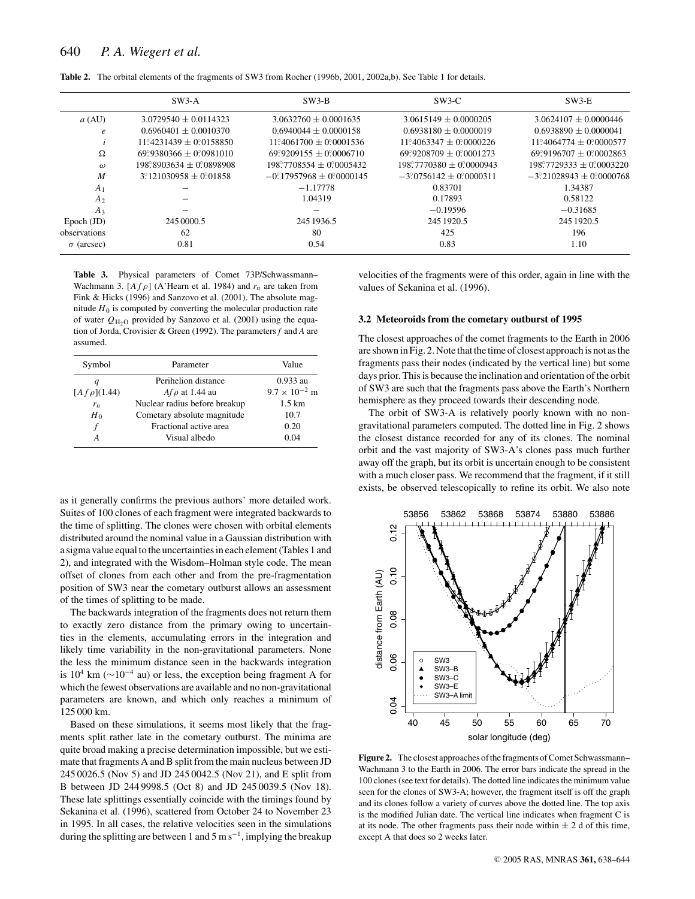**Table 2.** The orbital elements of the fragments of SW3 from Rocher (1996b, 2001, 2002a,b). See Table 1 for details.

| | SW3-A | SW3-B | SW3-C | SW3-E |
|---|---|---|---|---|
| $a$ (AU) | $3.0729540 \pm 0.0114323$ | $3.0632760 \pm 0.0001635$ | $3.0615149 \pm 0.0000205$ | $3.0624107 \pm 0.0000446$ |
| $e$ | $0.6960401 \pm 0.0010370$ | $0.6940044 \pm 0.0000158$ | $0.6938180 \pm 0.0000019$ | $0.6938890 \pm 0.0000041$ |
| $i$ | $11.^\circ4231439 \pm 0.^\circ0158850$ | $11.^\circ4061700 \pm 0.^\circ0001536$ | $11.^\circ4063347 \pm 0.^\circ0000226$ | $11.^\circ4064774 \pm 0.^\circ0000577$ |
| $\Omega$ | $69.^\circ9380366 \pm 0.^\circ0981010$ | $69.^\circ9209155 \pm 0.^\circ0006710$ | $69.^\circ9208709 \pm 0.^\circ0001273$ | $69.^\circ9196707 \pm 0.^\circ0002863$ |
| $\omega$ | $198.^\circ8903634 \pm 0.^\circ0898908$ | $198.^\circ7708554 \pm 0.^\circ0005432$ | $198.^\circ7770380 \pm 0.^\circ0000943$ | $198.^\circ7729333 \pm 0.^\circ0003220$ |
| $M$ | $3.^\circ121030958 \pm 0.^\circ01858$ | $-0.^\circ17957968 \pm 0.^\circ0000145$ | $-3.^\circ0756142 \pm 0.^\circ0000311$ | $-3.^\circ21028943 \pm 0.^\circ0000768$ |
| $A_1$ | – | $-1.17778$ | 0.83701 | 1.34387 |
| $A_2$ | – | 1.04319 | 0.17893 | 0.58122 |
| $A_3$ | – | – | $-0.19596$ | $-0.31685$ |
| Epoch (JD) | 245 0000.5 | 245 1936.5 | 245 1920.5 | 245 1920.5 |
| observations | 62 | 80 | 425 | 196 |
| $\sigma$ (arcsec) | 0.81 | 0.54 | 0.83 | 1.10 |

**Table 3.** Physical parameters of Comet 73P/Schwassmann–Wachmann 3. $[Af\rho]$ (A'Hearn et al. 1984) and $r_n$ are taken from Fink & Hicks (1996) and Sanzovo et al. (2001). The absolute magnitude $H_0$ is computed by converting the molecular production rate of water $Q_{H_2O}$ provided by Sanzovo et al. (2001) using the equation of Jorda, Crovisier & Green (1992). The parameters $f$ and $A$ are assumed.

| Symbol | Parameter | Value |
|---|---|---|
| $q$ | Perihelion distance | 0.933 au |
| $[Af\rho](1.44)$ | $Af\rho$ at 1.44 au | $9.7 \times 10^{-2}$ m |
| $r_n$ | Nuclear radius before breakup | 1.5 km |
| $H_0$ | Cometary absolute magnitude | 10.7 |
| $f$ | Fractional active area | 0.20 |
| $A$ | Visual albedo | 0.04 |

as it generally confirms the previous authors' more detailed work. Suites of 100 clones of each fragment were integrated backwards to the time of splitting. The clones were chosen with orbital elements distributed around the nominal value in a Gaussian distribution with a sigma value equal to the uncertainties in each element (Tables 1 and 2), and integrated with the Wisdom–Holman style code. The mean offset of clones from each other and from the pre-fragmentation position of SW3 near the cometary outburst allows an assessment of the times of splitting to be made.

The backwards integration of the fragments does not return them to exactly zero distance from the primary owing to uncertainties in the elements, accumulating errors in the integration and likely time variability in the non-gravitational parameters. None the less the minimum distance seen in the backwards integration is $10^4$ km ($\sim 10^{-4}$ au) or less, the exception being fragment A for which the fewest observations are available and no non-gravitational parameters are known, and which only reaches a minimum of 125 000 km.

Based on these simulations, it seems most likely that the fragments split rather late in the cometary outburst. The minima are quite broad making a precise determination impossible, but we estimate that fragments A and B split from the main nucleus between JD 245 0026.5 (Nov 5) and JD 245 0042.5 (Nov 21), and E split from B between JD 244 9998.5 (Oct 8) and JD 245 0039.5 (Nov 18). These late splittings essentially coincide with the timings found by Sekanina et al. (1996), scattered from October 24 to November 23 in 1995. In all cases, the relative velocities seen in the simulations during the splitting are between 1 and 5 m s$^{-1}$, implying the breakup velocities of the fragments were of this order, again in line with the values of Sekanina et al. (1996).

### 3.2 Meteoroids from the cometary outburst of 1995

The closest approaches of the comet fragments to the Earth in 2006 are shown in Fig. 2. Note that the time of closest approach is not as the fragments pass their nodes (indicated by the vertical line) but some days prior. This is because the inclination and orientation of the orbit of SW3 are such that the fragments pass above the Earth's Northern hemisphere as they proceed towards their descending node.

The orbit of SW3-A is relatively poorly known with no non-gravitational parameters computed. The dotted line in Fig. 2 shows the closest distance recorded for any of its clones. The nominal orbit and the vast majority of SW3-A's clones pass much further away off the graph, but its orbit is uncertain enough to be consistent with a much closer pass. We recommend that the fragment, if it still exists, be observed telescopically to refine its orbit. We also note

**Figure 2.** The closest approaches of the fragments of Comet Schwassmann–Wachmann 3 to the Earth in 2006. The error bars indicate the spread in the 100 clones (see text for details). The dotted line indicates the minimum value seen for the clones of SW3-A; however, the fragment itself is off the graph and its clones follow a variety of curves above the dotted line. The top axis is the modified Julian date. The vertical line indicates when fragment C is at its node. The other fragments pass their node within $\pm$ 2 d of this time, except A that does so 2 weeks later.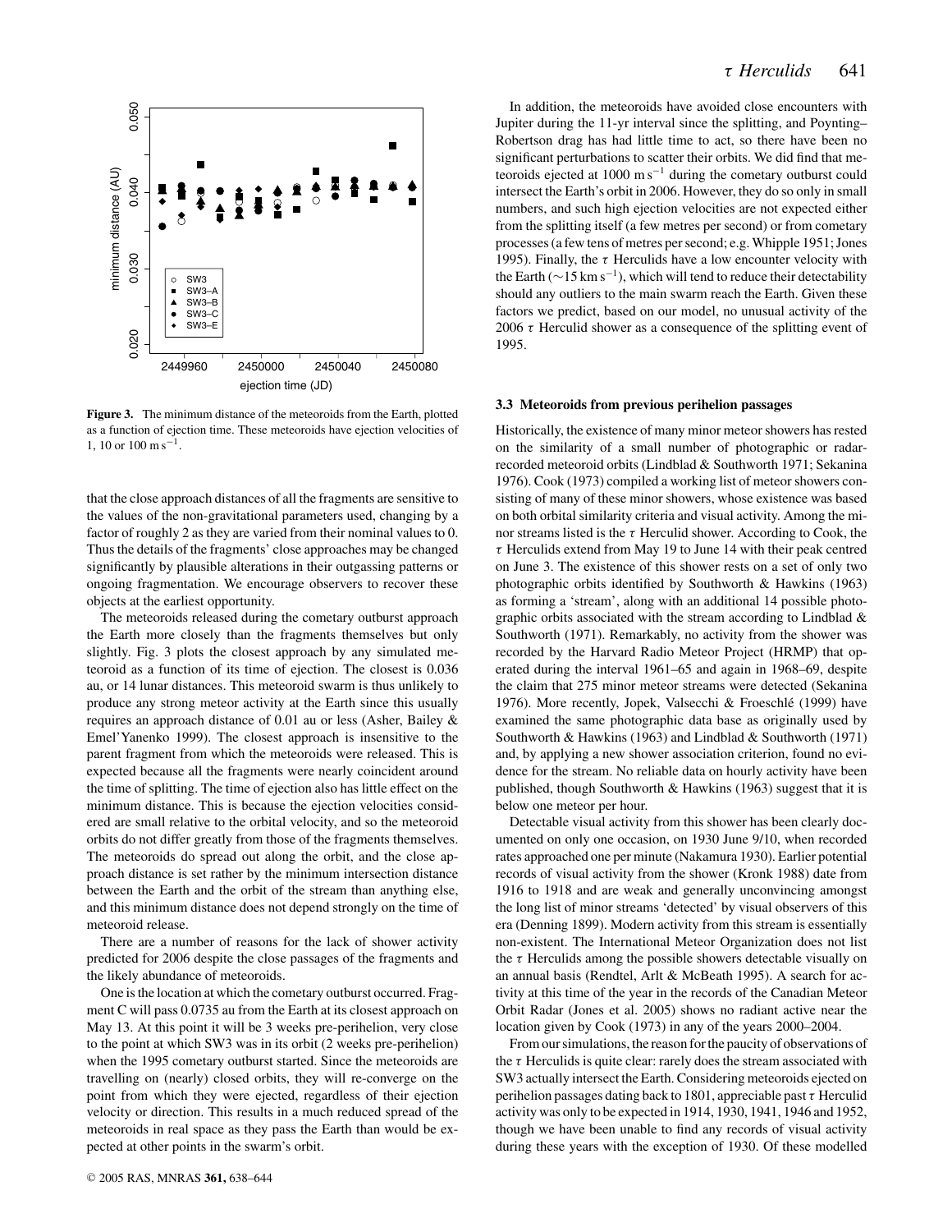**Figure 3.** The minimum distance of the meteoroids from the Earth, plotted as a function of ejection time. These meteoroids have ejection velocities of 1, 10 or 100 m s$^{-1}$.

that the close approach distances of all the fragments are sensitive to the values of the non-gravitational parameters used, changing by a factor of roughly 2 as they are varied from their nominal values to 0. Thus the details of the fragments' close approaches may be changed significantly by plausible alterations in their outgassing patterns or ongoing fragmentation. We encourage observers to recover these objects at the earliest opportunity.

The meteoroids released during the cometary outburst approach the Earth more closely than the fragments themselves but only slightly. Fig. 3 plots the closest approach by any simulated meteoroid as a function of its time of ejection. The closest is 0.036 au, or 14 lunar distances. This meteoroid swarm is thus unlikely to produce any strong meteor activity at the Earth since this usually requires an approach distance of 0.01 au or less (Asher, Bailey & Emel'Yanenko 1999). The closest approach is insensitive to the parent fragment from which the meteoroids were released. This is expected because all the fragments were nearly coincident around the time of splitting. The time of ejection also has little effect on the minimum distance. This is because the ejection velocities considered are small relative to the orbital velocity, and so the meteoroid orbits do not differ greatly from those of the fragments themselves. The meteoroids do spread out along the orbit, and the close approach distance is set rather by the minimum intersection distance between the Earth and the orbit of the stream than anything else, and this minimum distance does not depend strongly on the time of meteoroid release.

There are a number of reasons for the lack of shower activity predicted for 2006 despite the close passages of the fragments and the likely abundance of meteoroids.

One is the location at which the cometary outburst occurred. Fragment C will pass 0.0735 au from the Earth at its closest approach on May 13. At this point it will be 3 weeks pre-perihelion, very close to the point at which SW3 was in its orbit (2 weeks pre-perihelion) when the 1995 cometary outburst started. Since the meteoroids are travelling on (nearly) closed orbits, they will re-converge on the point from which they were ejected, regardless of their ejection velocity or direction. This results in a much reduced spread of the meteoroids in real space as they pass the Earth than would be expected at other points in the swarm's orbit.

In addition, the meteoroids have avoided close encounters with Jupiter during the 11-yr interval since the splitting, and Poynting–Robertson drag has had little time to act, so there have been no significant perturbations to scatter their orbits. We did find that meteoroids ejected at 1000 m s$^{-1}$ during the cometary outburst could intersect the Earth's orbit in 2006. However, they do so only in small numbers, and such high ejection velocities are not expected either from the splitting itself (a few metres per second) or from cometary processes (a few tens of metres per second; e.g. Whipple 1951; Jones 1995). Finally, the $\tau$ Herculids have a low encounter velocity with the Earth ($\sim$15 km s$^{-1}$), which will tend to reduce their detectability should any outliers to the main swarm reach the Earth. Given these factors we predict, based on our model, no unusual activity of the 2006 $\tau$ Herculid shower as a consequence of the splitting event of 1995.

### 3.3 Meteoroids from previous perihelion passages

Historically, the existence of many minor meteor showers has rested on the similarity of a small number of photographic or radar-recorded meteoroid orbits (Lindblad & Southworth 1971; Sekanina 1976). Cook (1973) compiled a working list of meteor showers consisting of many of these minor showers, whose existence was based on both orbital similarity criteria and visual activity. Among the minor streams listed is the $\tau$ Herculid shower. According to Cook, the $\tau$ Herculids extend from May 19 to June 14 with their peak centred on June 3. The existence of this shower rests on a set of only two photographic orbits identified by Southworth & Hawkins (1963) as forming a 'stream', along with an additional 14 possible photographic orbits associated with the stream according to Lindblad & Southworth (1971). Remarkably, no activity from the shower was recorded by the Harvard Radio Meteor Project (HRMP) that operated during the interval 1961–65 and again in 1968–69, despite the claim that 275 minor meteor streams were detected (Sekanina 1976). More recently, Jopek, Valsecchi & Froeschlé (1999) have examined the same photographic data base as originally used by Southworth & Hawkins (1963) and Lindblad & Southworth (1971) and, by applying a new shower association criterion, found no evidence for the stream. No reliable data on hourly activity have been published, though Southworth & Hawkins (1963) suggest that it is below one meteor per hour.

Detectable visual activity from this shower has been clearly documented on only one occasion, on 1930 June 9/10, when recorded rates approached one per minute (Nakamura 1930). Earlier potential records of visual activity from the shower (Kronk 1988) date from 1916 to 1918 and are weak and generally unconvincing amongst the long list of minor streams 'detected' by visual observers of this era (Denning 1899). Modern activity from this stream is essentially non-existent. The International Meteor Organization does not list the $\tau$ Herculids among the possible showers detectable visually on an annual basis (Rendtel, Arlt & McBeath 1995). A search for activity at this time of the year in the records of the Canadian Meteor Orbit Radar (Jones et al. 2005) shows no radiant active near the location given by Cook (1973) in any of the years 2000–2004.

From our simulations, the reason for the paucity of observations of the $\tau$ Herculids is quite clear: rarely does the stream associated with SW3 actually intersect the Earth. Considering meteoroids ejected on perihelion passages dating back to 1801, appreciable past $\tau$ Herculid activity was only to be expected in 1914, 1930, 1941, 1946 and 1952, though we have been unable to find any records of visual activity during these years with the exception of 1930. Of these modelled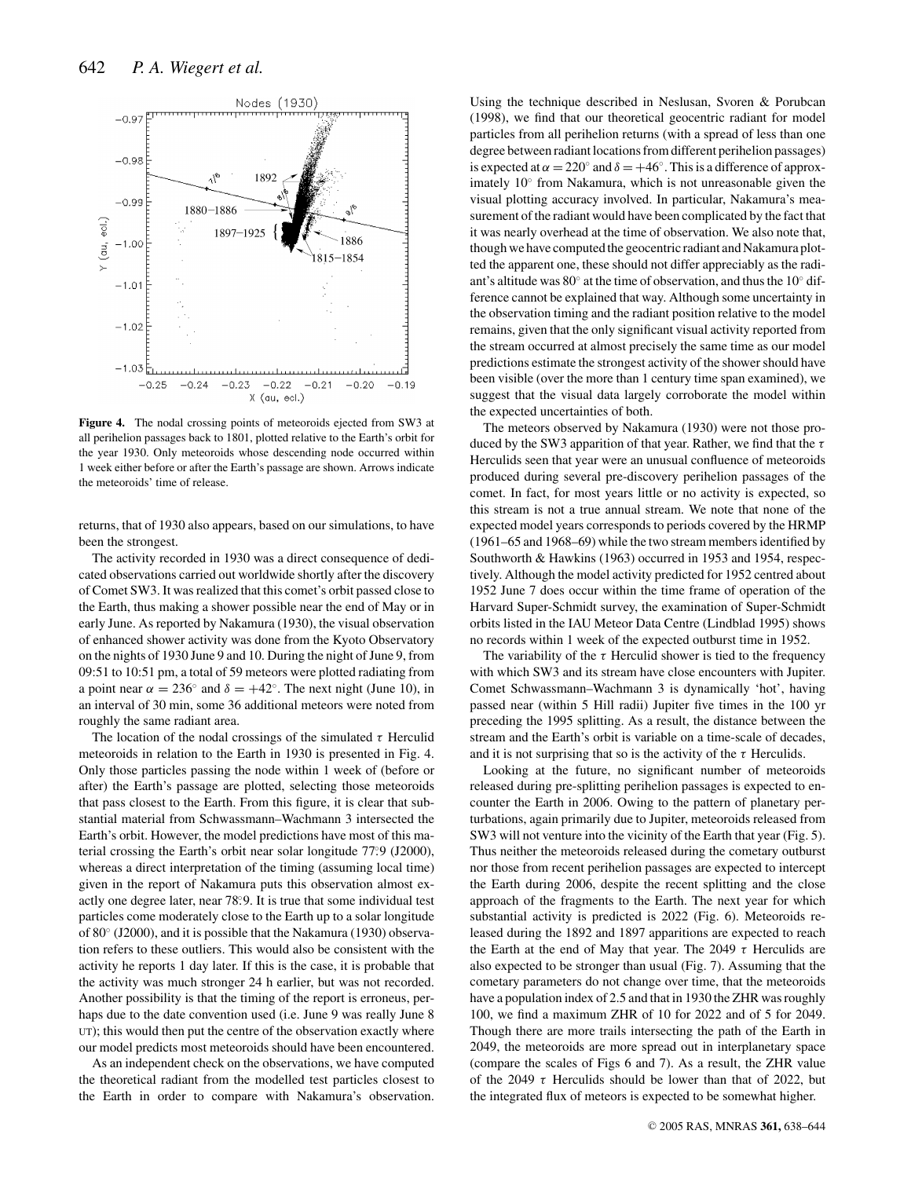**Figure 4.** The nodal crossing points of meteoroids ejected from SW3 at all perihelion passages back to 1801, plotted relative to the Earth's orbit for the year 1930. Only meteoroids whose descending node occurred within 1 week either before or after the Earth's passage are shown. Arrows indicate the meteoroids' time of release.

returns, that of 1930 also appears, based on our simulations, to have been the strongest.

The activity recorded in 1930 was a direct consequence of dedicated observations carried out worldwide shortly after the discovery of Comet SW3. It was realized that this comet's orbit passed close to the Earth, thus making a shower possible near the end of May or in early June. As reported by Nakamura (1930), the visual observation of enhanced shower activity was done from the Kyoto Observatory on the nights of 1930 June 9 and 10. During the night of June 9, from 09:51 to 10:51 pm, a total of 59 meteors were plotted radiating from a point near $\alpha = 236°$ and $\delta = +42°$. The next night (June 10), in an interval of 30 min, some 36 additional meteors were noted from roughly the same radiant area.

The location of the nodal crossings of the simulated $\tau$ Herculid meteoroids in relation to the Earth in 1930 is presented in Fig. 4. Only those particles passing the node within 1 week of (before or after) the Earth's passage are plotted, selecting those meteoroids that pass closest to the Earth. From this figure, it is clear that substantial material from Schwassmann–Wachmann 3 intersected the Earth's orbit. However, the model predictions have most of this material crossing the Earth's orbit near solar longitude 77.°9 (J2000), whereas a direct interpretation of the timing (assuming local time) given in the report of Nakamura puts this observation almost exactly one degree later, near 78.°9. It is true that some individual test particles come moderately close to the Earth up to a solar longitude of 80° (J2000), and it is possible that the Nakamura (1930) observation refers to these outliers. This would also be consistent with the activity he reports 1 day later. If this is the case, it is probable that the activity was much stronger 24 h earlier, but was not recorded. Another possibility is that the timing of the report is erroneus, perhaps due to the date convention used (i.e. June 9 was really June 8 UT); this would then put the centre of the observation exactly where our model predicts most meteoroids should have been encountered.

As an independent check on the observations, we have computed the theoretical radiant from the modelled test particles closest to the Earth in order to compare with Nakamura's observation. Using the technique described in Neslusan, Svoren & Porubcan (1998), we find that our theoretical geocentric radiant for model particles from all perihelion returns (with a spread of less than one degree between radiant locations from different perihelion passages) is expected at $\alpha = 220°$ and $\delta = +46°$. This is a difference of approximately 10° from Nakamura, which is not unreasonable given the visual plotting accuracy involved. In particular, Nakamura's measurement of the radiant would have been complicated by the fact that it was nearly overhead at the time of observation. We also note that, though we have computed the geocentric radiant and Nakamura plotted the apparent one, these should not differ appreciably as the radiant's altitude was 80° at the time of observation, and thus the 10° difference cannot be explained that way. Although some uncertainty in the observation timing and the radiant position relative to the model remains, given that the only significant visual activity reported from the stream occurred at almost precisely the same time as our model predictions estimate the strongest activity of the shower should have been visible (over the more than 1 century time span examined), we suggest that the visual data largely corroborate the model within the expected uncertainties of both.

The meteors observed by Nakamura (1930) were not those produced by the SW3 apparition of that year. Rather, we find that the $\tau$ Herculids seen that year were an unusual confluence of meteoroids produced during several pre-discovery perihelion passages of the comet. In fact, for most years little or no activity is expected, so this stream is not a true annual stream. We note that none of the expected model years corresponds to periods covered by the HRMP (1961–65 and 1968–69) while the two stream members identified by Southworth & Hawkins (1963) occurred in 1953 and 1954, respectively. Although the model activity predicted for 1952 centred about 1952 June 7 does occur within the time frame of operation of the Harvard Super-Schmidt survey, the examination of Super-Schmidt orbits listed in the IAU Meteor Data Centre (Lindblad 1995) shows no records within 1 week of the expected outburst time in 1952.

The variability of the $\tau$ Herculid shower is tied to the frequency with which SW3 and its stream have close encounters with Jupiter. Comet Schwassmann–Wachmann 3 is dynamically 'hot', having passed near (within 5 Hill radii) Jupiter five times in the 100 yr preceding the 1995 splitting. As a result, the distance between the stream and the Earth's orbit is variable on a time-scale of decades, and it is not surprising that so is the activity of the $\tau$ Herculids.

Looking at the future, no significant number of meteoroids released during pre-splitting perihelion passages is expected to encounter the Earth in 2006. Owing to the pattern of planetary perturbations, again primarily due to Jupiter, meteoroids released from SW3 will not venture into the vicinity of the Earth that year (Fig. 5). Thus neither the meteoroids released during the cometary outburst nor those from recent perihelion passages are expected to intercept the Earth during 2006, despite the recent splitting and the close approach of the fragments to the Earth. The next year for which substantial activity is predicted is 2022 (Fig. 6). Meteoroids released during the 1892 and 1897 apparitions are expected to reach the Earth at the end of May that year. The 2049 $\tau$ Herculids are also expected to be stronger than usual (Fig. 7). Assuming that the cometary parameters do not change over time, that the meteoroids have a population index of 2.5 and that in 1930 the ZHR was roughly 100, we find a maximum ZHR of 10 for 2022 and of 5 for 2049. Though there are more trails intersecting the path of the Earth in 2049, the meteoroids are more spread out in interplanetary space (compare the scales of Figs 6 and 7). As a result, the ZHR value of the 2049 $\tau$ Herculids should be lower than that of 2022, but the integrated flux of meteors is expected to be somewhat higher.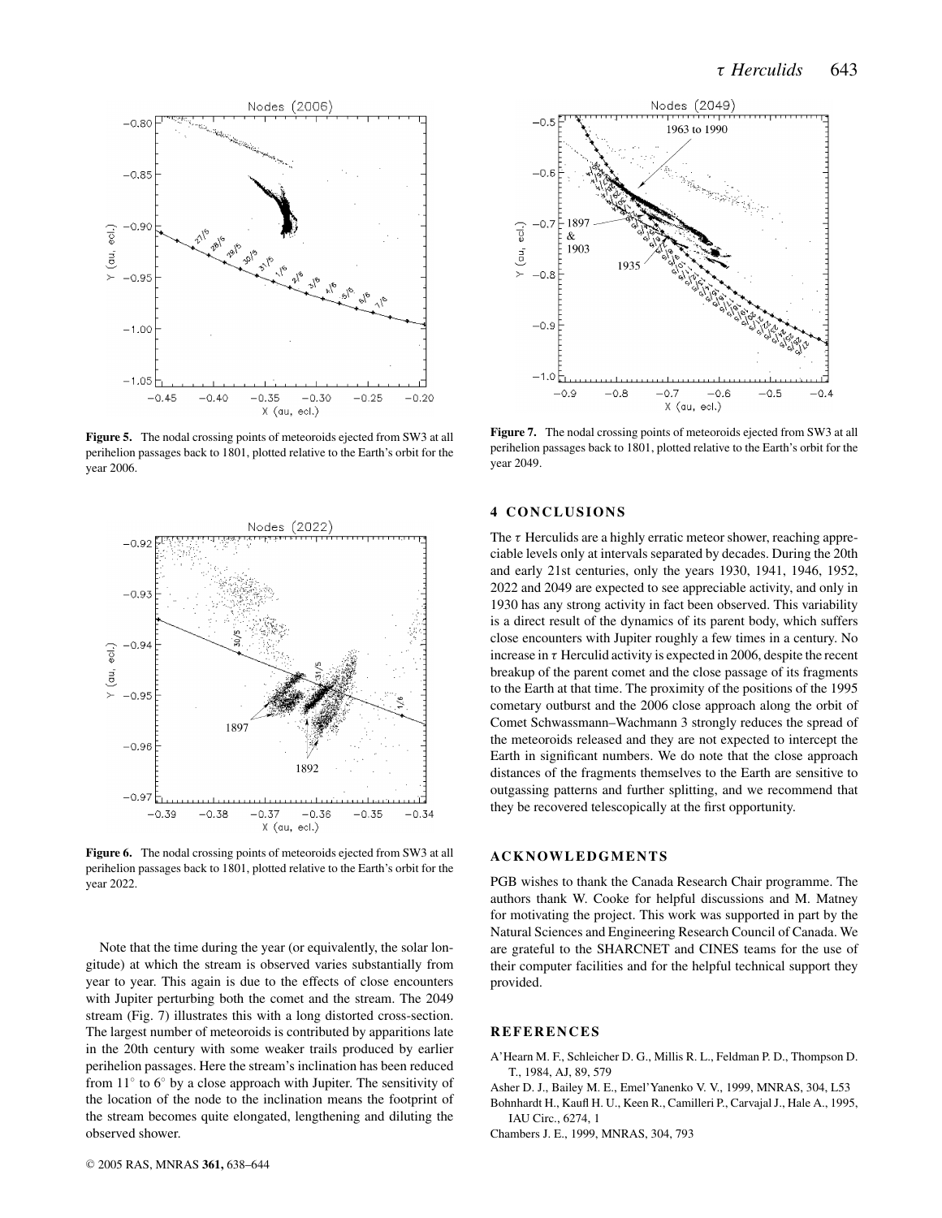**Figure 5.** The nodal crossing points of meteoroids ejected from SW3 at all perihelion passages back to 1801, plotted relative to the Earth's orbit for the year 2006.

**Figure 6.** The nodal crossing points of meteoroids ejected from SW3 at all perihelion passages back to 1801, plotted relative to the Earth's orbit for the year 2022.

Note that the time during the year (or equivalently, the solar longitude) at which the stream is observed varies substantially from year to year. This again is due to the effects of close encounters with Jupiter perturbing both the comet and the stream. The 2049 stream (Fig. 7) illustrates this with a long distorted cross-section. The largest number of meteoroids is contributed by apparitions late in the 20th century with some weaker trails produced by earlier perihelion passages. Here the stream's inclination has been reduced from 11° to 6° by a close approach with Jupiter. The sensitivity of the location of the node to the inclination means the footprint of the stream becomes quite elongated, lengthening and diluting the observed shower.

**Figure 7.** The nodal crossing points of meteoroids ejected from SW3 at all perihelion passages back to 1801, plotted relative to the Earth's orbit for the year 2049.

## 4 CONCLUSIONS

The $\tau$ Herculids are a highly erratic meteor shower, reaching appreciable levels only at intervals separated by decades. During the 20th and early 21st centuries, only the years 1930, 1941, 1946, 1952, 2022 and 2049 are expected to see appreciable activity, and only in 1930 has any strong activity in fact been observed. This variability is a direct result of the dynamics of its parent body, which suffers close encounters with Jupiter roughly a few times in a century. No increase in $\tau$ Herculid activity is expected in 2006, despite the recent breakup of the parent comet and the close passage of its fragments to the Earth at that time. The proximity of the positions of the 1995 cometary outburst and the 2006 close approach along the orbit of Comet Schwassmann–Wachmann 3 strongly reduces the spread of the meteoroids released and they are not expected to intercept the Earth in significant numbers. We do note that the close approach distances of the fragments themselves to the Earth are sensitive to outgassing patterns and further splitting, and we recommend that they be recovered telescopically at the first opportunity.

## ACKNOWLEDGMENTS

PGB wishes to thank the Canada Research Chair programme. The authors thank W. Cooke for helpful discussions and M. Matney for motivating the project. This work was supported in part by the Natural Sciences and Engineering Research Council of Canada. We are grateful to the SHARCNET and CINES teams for the use of their computer facilities and for the helpful technical support they provided.

## REFERENCES

A'Hearn M. F., Schleicher D. G., Millis R. L., Feldman P. D., Thompson D. T., 1984, AJ, 89, 579

Asher D. J., Bailey M. E., Emel'Yanenko V. V., 1999, MNRAS, 304, L53

Bohnhardt H., Kaufl H. U., Keen R., Camilleri P., Carvajal J., Hale A., 1995, IAU Circ., 6274, 1

Chambers J. E., 1999, MNRAS, 304, 793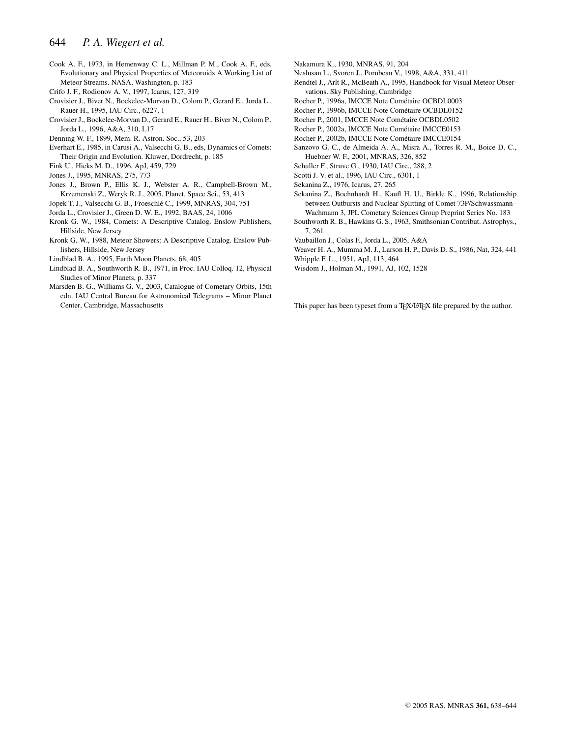Cook A. F., 1973, in Hemenway C. L., Millman P. M., Cook A. F., eds, Evolutionary and Physical Properties of Meteoroids A Working List of Meteor Streams. NASA, Washington, p. 183

Crifo J. F., Rodionov A. V., 1997, Icarus, 127, 319

Crovisier J., Biver N., Bockelee-Morvan D., Colom P., Gerard E., Jorda L., Rauer H., 1995, IAU Circ., 6227, 1

Crovisier J., Bockelee-Morvan D., Gerard E., Rauer H., Biver N., Colom P., Jorda L., 1996, A&A, 310, L17

Denning W. F., 1899, Mem. R. Astron. Soc., 53, 203

Everhart E., 1985, in Carusi A., Valsecchi G. B., eds, Dynamics of Comets: Their Origin and Evolution. Kluwer, Dordrecht, p. 185

Fink U., Hicks M. D., 1996, ApJ, 459, 729

Jones J., 1995, MNRAS, 275, 773

Jones J., Brown P., Ellis K. J., Webster A. R., Campbell-Brown M., Krzemenski Z., Weryk R. J., 2005, Planet. Space Sci., 53, 413

Jopek T. J., Valsecchi G. B., Froeschlé C., 1999, MNRAS, 304, 751

Jorda L., Crovisier J., Green D. W. E., 1992, BAAS, 24, 1006

Kronk G. W., 1984, Comets: A Descriptive Catalog. Enslow Publishers, Hillside, New Jersey

Kronk G. W., 1988, Meteor Showers: A Descriptive Catalog. Enslow Publishers, Hillside, New Jersey

Lindblad B. A., 1995, Earth Moon Planets, 68, 405

Lindblad B. A., Southworth R. B., 1971, in Proc. IAU Colloq. 12, Physical Studies of Minor Planets, p. 337

Marsden B. G., Williams G. V., 2003, Catalogue of Cometary Orbits, 15th edn. IAU Central Bureau for Astronomical Telegrams – Minor Planet Center, Cambridge, Massachusetts

Nakamura K., 1930, MNRAS, 91, 204

Neslusan L., Svoren J., Porubcan V., 1998, A&A, 331, 411

Rendtel J., Arlt R., McBeath A., 1995, Handbook for Visual Meteor Observations. Sky Publishing, Cambridge

Rocher P., 1996a, IMCCE Note Cométaire OCBDL0003

Rocher P., 1996b, IMCCE Note Cométaire OCBDL0152

Rocher P., 2001, IMCCE Note Cométaire OCBDL0502

Rocher P., 2002a, IMCCE Note Cométaire IMCCE0153

Rocher P., 2002b, IMCCE Note Cométaire IMCCE0154

Sanzovo G. C., de Almeida A. A., Misra A., Torres R. M., Boice D. C., Huebner W. F., 2001, MNRAS, 326, 852

Schuller F., Struve G., 1930, IAU Circ., 288, 2

Scotti J. V. et al., 1996, IAU Circ., 6301, 1

Sekanina Z., 1976, Icarus, 27, 265

Sekanina Z., Boehnhardt H., Kaufl H. U., Birkle K., 1996, Relationship between Outbursts and Nuclear Splitting of Comet 73P/Schwassmann–Wachmann 3, JPL Cometary Sciences Group Preprint Series No. 183

Southworth R. B., Hawkins G. S., 1963, Smithsonian Contribut. Astrophys., 7, 261

Vaubaillon J., Colas F., Jorda L., 2005, A&A

Weaver H. A., Mumma M. J., Larson H. P., Davis D. S., 1986, Nat, 324, 441

Whipple F. L., 1951, ApJ, 113, 464

Wisdom J., Holman M., 1991, AJ, 102, 1528

This paper has been typeset from a TEX/LATEX file prepared by the author.